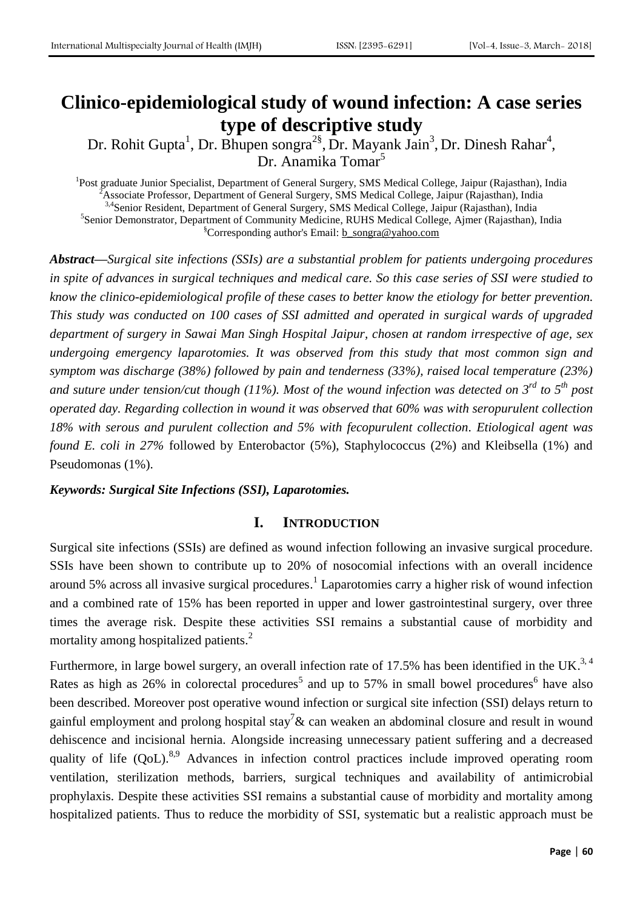# Clinico-epidemiological study of wound infection: A case series type of descriptive study

Dr. Rohit Gupta[1], Dr. Bhupen songra[2§], Dr. Mayank Jain[3], Dr. Dinesh Rahar[4], Dr. Anamika Tomar[5]

[1]Post graduate Junior Specialist, Department of General Surgery, SMS Medical College, Jaipur (Rajasthan), India
[2]Associate Professor, Department of General Surgery, SMS Medical College, Jaipur (Rajasthan), India
[3,4]Senior Resident, Department of General Surgery, SMS Medical College, Jaipur (Rajasthan), India
[5]Senior Demonstrator, Department of Community Medicine, RUHS Medical College, Ajmer (Rajasthan), India
[§]Corresponding author's Email: b_songra@yahoo.com

***Abstract—****Surgical site infections (SSIs) are a substantial problem for patients undergoing procedures in spite of advances in surgical techniques and medical care. So this case series of SSI were studied to know the clinico-epidemiological profile of these cases to better know the etiology for better prevention. This study was conducted on 100 cases of SSI admitted and operated in surgical wards of upgraded department of surgery in Sawai Man Singh Hospital Jaipur, chosen at random irrespective of age, sex undergoing emergency laparotomies. It was observed from this study that most common sign and symptom was discharge (38%) followed by pain and tenderness (33%), raised local temperature (23%) and suture under tension/cut though (11%). Most of the wound infection was detected on 3rd to 5th post operated day. Regarding collection in wound it was observed that 60% was with seropurulent collection 18% with serous and purulent collection and 5% with fecopurulent collection. Etiological agent was found E. coli in 27%* followed by Enterobactor (5%), Staphylococcus (2%) and Kleibsella (1%) and Pseudomonas (1%).

***Keywords: Surgical Site Infections (SSI), Laparotomies.***

## I. INTRODUCTION

Surgical site infections (SSIs) are defined as wound infection following an invasive surgical procedure. SSIs have been shown to contribute up to 20% of nosocomial infections with an overall incidence around 5% across all invasive surgical procedures.[1] Laparotomies carry a higher risk of wound infection and a combined rate of 15% has been reported in upper and lower gastrointestinal surgery, over three times the average risk. Despite these activities SSI remains a substantial cause of morbidity and mortality among hospitalized patients.[2]

Furthermore, in large bowel surgery, an overall infection rate of 17.5% has been identified in the UK.[3, 4] Rates as high as 26% in colorectal procedures[5] and up to 57% in small bowel procedures[6] have also been described. Moreover post operative wound infection or surgical site infection (SSI) delays return to gainful employment and prolong hospital stay[7]& can weaken an abdominal closure and result in wound dehiscence and incisional hernia. Alongside increasing unnecessary patient suffering and a decreased quality of life (QoL).[8,9] Advances in infection control practices include improved operating room ventilation, sterilization methods, barriers, surgical techniques and availability of antimicrobial prophylaxis. Despite these activities SSI remains a substantial cause of morbidity and mortality among hospitalized patients. Thus to reduce the morbidity of SSI, systematic but a realistic approach must be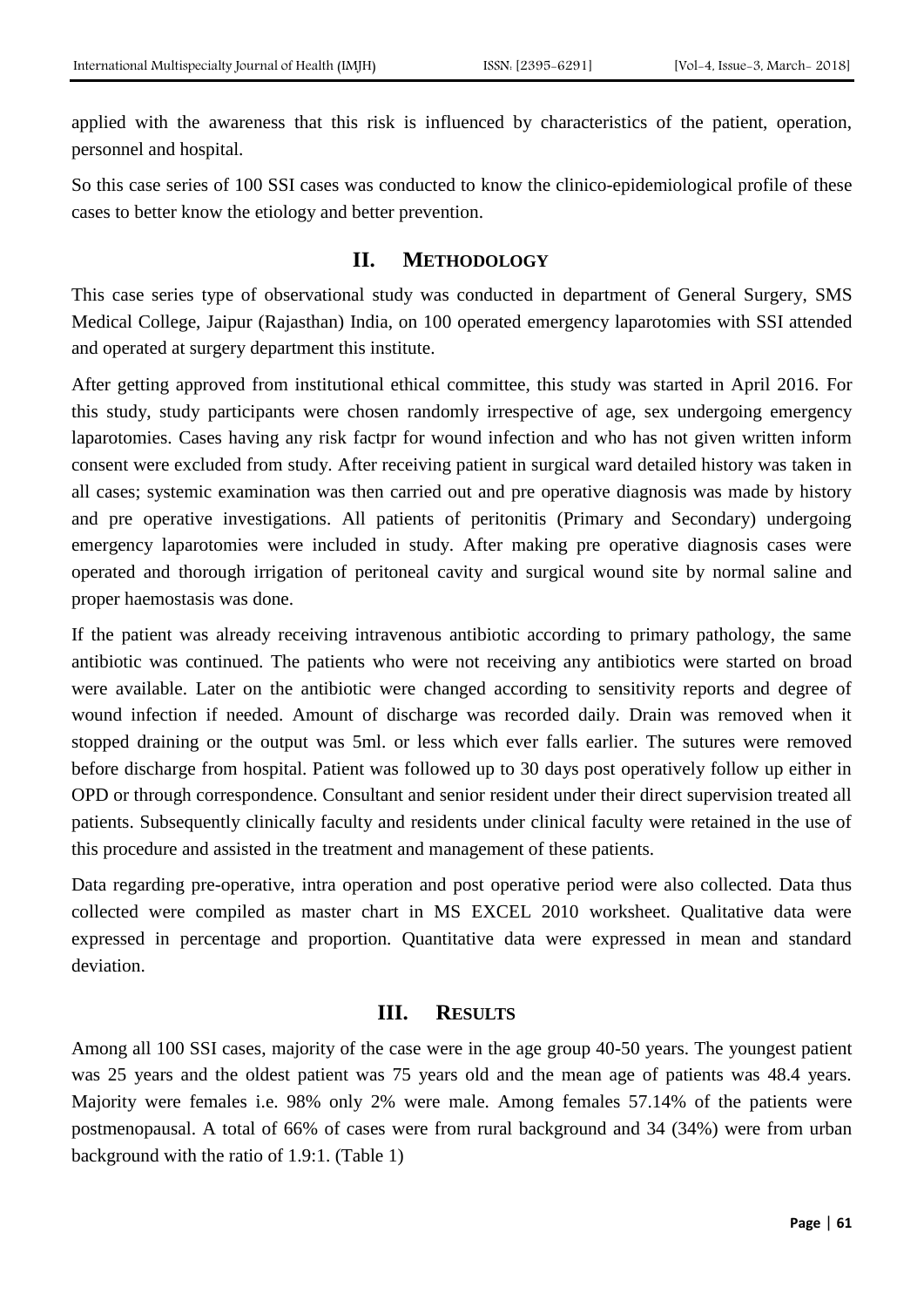applied with the awareness that this risk is influenced by characteristics of the patient, operation, personnel and hospital.

So this case series of 100 SSI cases was conducted to know the clinico-epidemiological profile of these cases to better know the etiology and better prevention.

## II. METHODOLOGY

This case series type of observational study was conducted in department of General Surgery, SMS Medical College, Jaipur (Rajasthan) India, on 100 operated emergency laparotomies with SSI attended and operated at surgery department this institute.

After getting approved from institutional ethical committee, this study was started in April 2016. For this study, study participants were chosen randomly irrespective of age, sex undergoing emergency laparotomies. Cases having any risk factpr for wound infection and who has not given written inform consent were excluded from study. After receiving patient in surgical ward detailed history was taken in all cases; systemic examination was then carried out and pre operative diagnosis was made by history and pre operative investigations. All patients of peritonitis (Primary and Secondary) undergoing emergency laparotomies were included in study. After making pre operative diagnosis cases were operated and thorough irrigation of peritoneal cavity and surgical wound site by normal saline and proper haemostasis was done.

If the patient was already receiving intravenous antibiotic according to primary pathology, the same antibiotic was continued. The patients who were not receiving any antibiotics were started on broad were available. Later on the antibiotic were changed according to sensitivity reports and degree of wound infection if needed. Amount of discharge was recorded daily. Drain was removed when it stopped draining or the output was 5ml. or less which ever falls earlier. The sutures were removed before discharge from hospital. Patient was followed up to 30 days post operatively follow up either in OPD or through correspondence. Consultant and senior resident under their direct supervision treated all patients. Subsequently clinically faculty and residents under clinical faculty were retained in the use of this procedure and assisted in the treatment and management of these patients.

Data regarding pre-operative, intra operation and post operative period were also collected. Data thus collected were compiled as master chart in MS EXCEL 2010 worksheet. Qualitative data were expressed in percentage and proportion. Quantitative data were expressed in mean and standard deviation.

## III. RESULTS

Among all 100 SSI cases, majority of the case were in the age group 40-50 years. The youngest patient was 25 years and the oldest patient was 75 years old and the mean age of patients was 48.4 years. Majority were females i.e. 98% only 2% were male. Among females 57.14% of the patients were postmenopausal. A total of 66% of cases were from rural background and 34 (34%) were from urban background with the ratio of 1.9:1. (Table 1)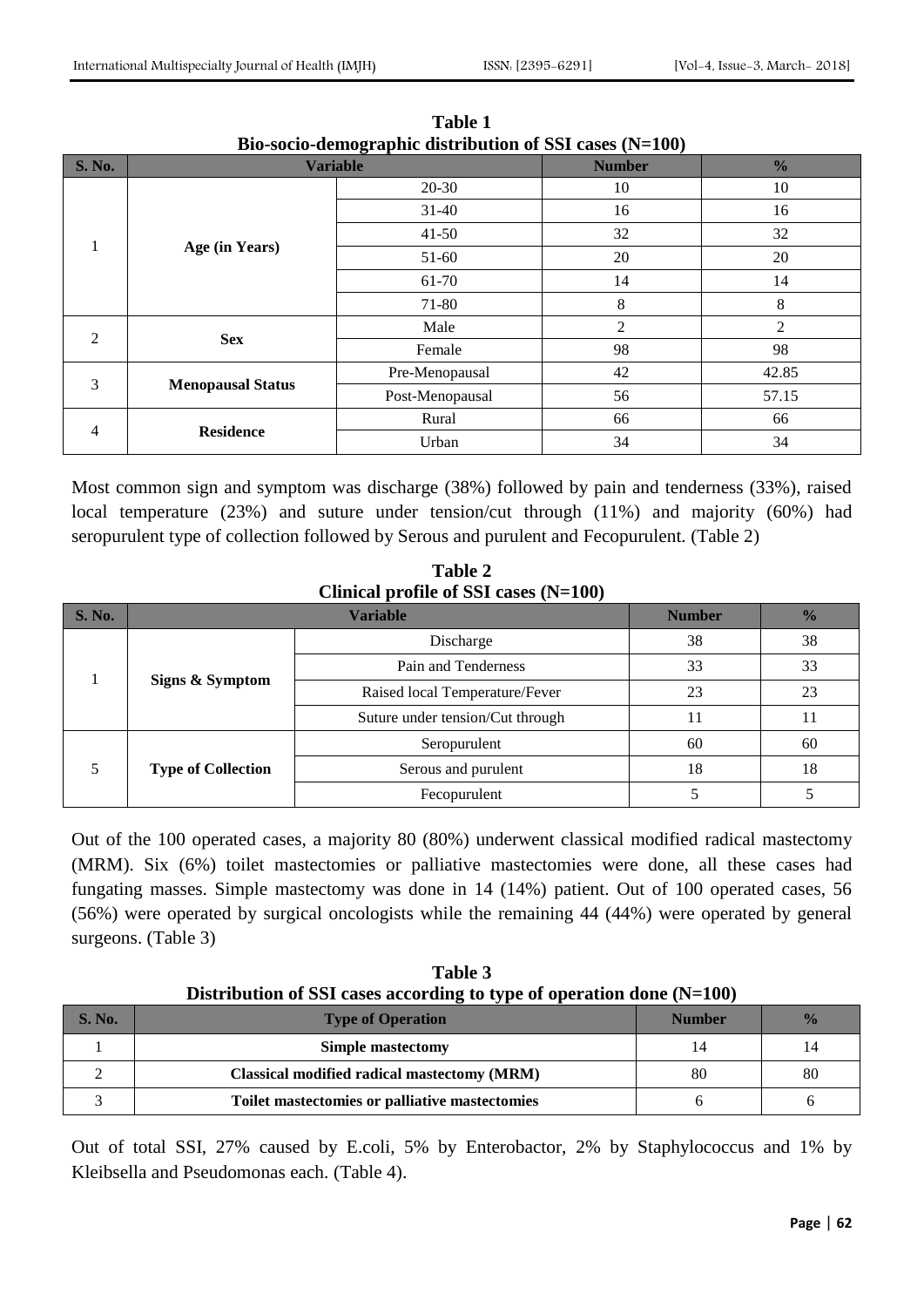**Table 1**
**Bio-socio-demographic distribution of SSI cases (N=100)**

| S. No. | Variable | | Number | % |
|---|---|---|---|---|
| 1 | **Age (in Years)** | 20-30 | 10 | 10 |
| | | 31-40 | 16 | 16 |
| | | 41-50 | 32 | 32 |
| | | 51-60 | 20 | 20 |
| | | 61-70 | 14 | 14 |
| | | 71-80 | 8 | 8 |
| 2 | **Sex** | Male | 2 | 2 |
| | | Female | 98 | 98 |
| 3 | **Menopausal Status** | Pre-Menopausal | 42 | 42.85 |
| | | Post-Menopausal | 56 | 57.15 |
| 4 | **Residence** | Rural | 66 | 66 |
| | | Urban | 34 | 34 |

Most common sign and symptom was discharge (38%) followed by pain and tenderness (33%), raised local temperature (23%) and suture under tension/cut through (11%) and majority (60%) had seropurulent type of collection followed by Serous and purulent and Fecopurulent. (Table 2)

**Table 2**
**Clinical profile of SSI cases (N=100)**

| S. No. | Variable | | Number | % |
|---|---|---|---|---|
| 1 | **Signs & Symptom** | Discharge | 38 | 38 |
| | | Pain and Tenderness | 33 | 33 |
| | | Raised local Temperature/Fever | 23 | 23 |
| | | Suture under tension/Cut through | 11 | 11 |
| 5 | **Type of Collection** | Seropurulent | 60 | 60 |
| | | Serous and purulent | 18 | 18 |
| | | Fecopurulent | 5 | 5 |

Out of the 100 operated cases, a majority 80 (80%) underwent classical modified radical mastectomy (MRM). Six (6%) toilet mastectomies or palliative mastectomies were done, all these cases had fungating masses. Simple mastectomy was done in 14 (14%) patient. Out of 100 operated cases, 56 (56%) were operated by surgical oncologists while the remaining 44 (44%) were operated by general surgeons. (Table 3)

**Table 3**
**Distribution of SSI cases according to type of operation done (N=100)**

| S. No. | Type of Operation | Number | % |
|---|---|---|---|
| 1 | **Simple mastectomy** | 14 | 14 |
| 2 | **Classical modified radical mastectomy (MRM)** | 80 | 80 |
| 3 | **Toilet mastectomies or palliative mastectomies** | 6 | 6 |

Out of total SSI, 27% caused by E.coli, 5% by Enterobactor, 2% by Staphylococcus and 1% by Kleibsella and Pseudomonas each. (Table 4).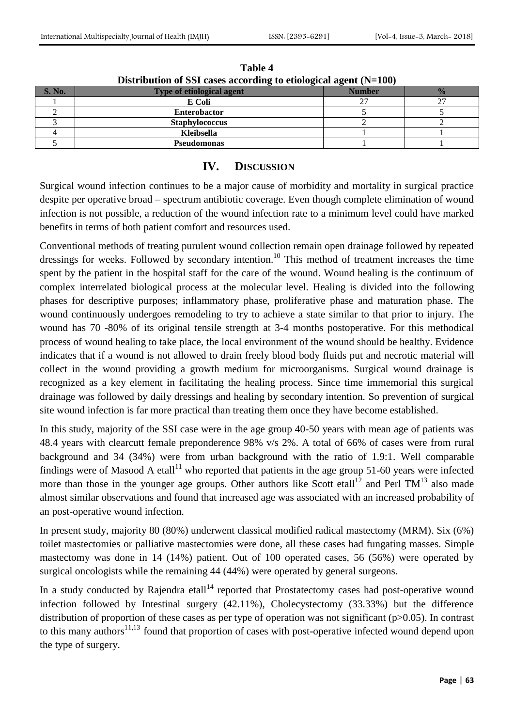**Table 4**

**Distribution of SSI cases according to etiological agent (N=100)**

| S. No. | Type of etiological agent | Number | % |
|---|---|---|---|
| 1 | **E Coli** | 27 | 27 |
| 2 | **Enterobactor** | 5 | 5 |
| 3 | **Staphylococcus** | 2 | 2 |
| 4 | **Kleibsella** | 1 | 1 |
| 5 | **Pseudomonas** | 1 | 1 |

## IV. DISCUSSION

Surgical wound infection continues to be a major cause of morbidity and mortality in surgical practice despite per operative broad – spectrum antibiotic coverage. Even though complete elimination of wound infection is not possible, a reduction of the wound infection rate to a minimum level could have marked benefits in terms of both patient comfort and resources used.

Conventional methods of treating purulent wound collection remain open drainage followed by repeated dressings for weeks. Followed by secondary intention.[10] This method of treatment increases the time spent by the patient in the hospital staff for the care of the wound. Wound healing is the continuum of complex interrelated biological process at the molecular level. Healing is divided into the following phases for descriptive purposes; inflammatory phase, proliferative phase and maturation phase. The wound continuously undergoes remodeling to try to achieve a state similar to that prior to injury. The wound has 70 -80% of its original tensile strength at 3-4 months postoperative. For this methodical process of wound healing to take place, the local environment of the wound should be healthy. Evidence indicates that if a wound is not allowed to drain freely blood body fluids put and necrotic material will collect in the wound providing a growth medium for microorganisms. Surgical wound drainage is recognized as a key element in facilitating the healing process. Since time immemorial this surgical drainage was followed by daily dressings and healing by secondary intention. So prevention of surgical site wound infection is far more practical than treating them once they have become established.

In this study, majority of the SSI case were in the age group 40-50 years with mean age of patients was 48.4 years with clearcutt female preponderence 98% v/s 2%. A total of 66% of cases were from rural background and 34 (34%) were from urban background with the ratio of 1.9:1. Well comparable findings were of Masood A etall[11] who reported that patients in the age group 51-60 years were infected more than those in the younger age groups. Other authors like Scott etall[12] and Perl TM[13] also made almost similar observations and found that increased age was associated with an increased probability of an post-operative wound infection.

In present study, majority 80 (80%) underwent classical modified radical mastectomy (MRM). Six (6%) toilet mastectomies or palliative mastectomies were done, all these cases had fungating masses. Simple mastectomy was done in 14 (14%) patient. Out of 100 operated cases, 56 (56%) were operated by surgical oncologists while the remaining 44 (44%) were operated by general surgeons.

In a study conducted by Rajendra etall[14] reported that Prostatectomy cases had post-operative wound infection followed by Intestinal surgery (42.11%), Cholecystectomy (33.33%) but the difference distribution of proportion of these cases as per type of operation was not significant ($p > 0.05$). In contrast to this many authors[11,13] found that proportion of cases with post-operative infected wound depend upon the type of surgery.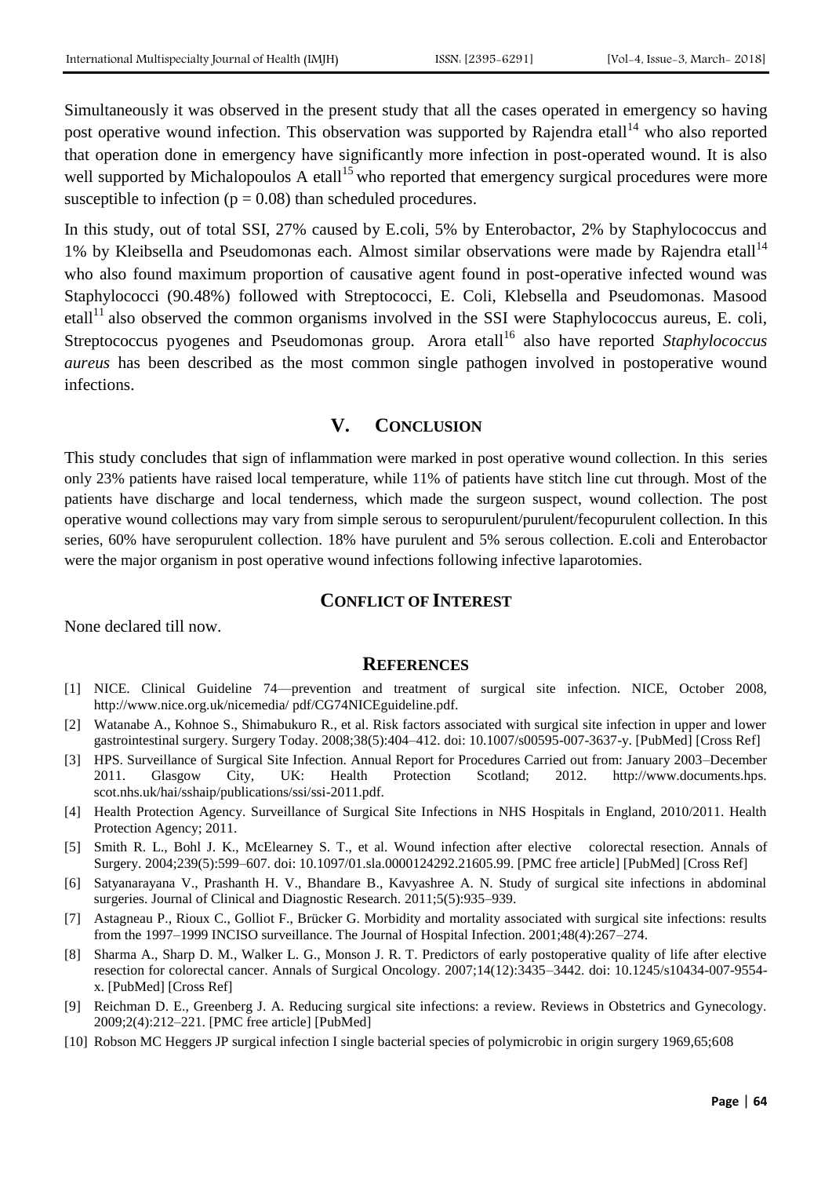Simultaneously it was observed in the present study that all the cases operated in emergency so having post operative wound infection. This observation was supported by Rajendra etall[14] who also reported that operation done in emergency have significantly more infection in post-operated wound. It is also well supported by Michalopoulos A etall[15] who reported that emergency surgical procedures were more susceptible to infection ($p = 0.08$) than scheduled procedures.

In this study, out of total SSI, 27% caused by E.coli, 5% by Enterobactor, 2% by Staphylococcus and 1% by Kleibsella and Pseudomonas each. Almost similar observations were made by Rajendra etall[14] who also found maximum proportion of causative agent found in post-operative infected wound was Staphylococci (90.48%) followed with Streptococci, E. Coli, Klebsella and Pseudomonas. Masood etall[11] also observed the common organisms involved in the SSI were Staphylococcus aureus, E. coli, Streptococcus pyogenes and Pseudomonas group. Arora etall[16] also have reported *Staphylococcus aureus* has been described as the most common single pathogen involved in postoperative wound infections.

## V. Conclusion

This study concludes that sign of inflammation were marked in post operative wound collection. In this series only 23% patients have raised local temperature, while 11% of patients have stitch line cut through. Most of the patients have discharge and local tenderness, which made the surgeon suspect, wound collection. The post operative wound collections may vary from simple serous to seropurulent/purulent/fecopurulent collection. In this series, 60% have seropurulent collection. 18% have purulent and 5% serous collection. E.coli and Enterobactor were the major organism in post operative wound infections following infective laparotomies.

## Conflict of Interest

None declared till now.

## References

[1] NICE. Clinical Guideline 74—prevention and treatment of surgical site infection. NICE, October 2008, http://www.nice.org.uk/nicemedia/ pdf/CG74NICEguideline.pdf.

[2] Watanabe A., Kohnoe S., Shimabukuro R., et al. Risk factors associated with surgical site infection in upper and lower gastrointestinal surgery. Surgery Today. 2008;38(5):404–412. doi: 10.1007/s00595-007-3637-y. [PubMed] [Cross Ref]

[3] HPS. Surveillance of Surgical Site Infection. Annual Report for Procedures Carried out from: January 2003–December 2011. Glasgow City, UK: Health Protection Scotland; 2012. http://www.documents.hps. scot.nhs.uk/hai/sshaip/publications/ssi/ssi-2011.pdf.

[4] Health Protection Agency. Surveillance of Surgical Site Infections in NHS Hospitals in England, 2010/2011. Health Protection Agency; 2011.

[5] Smith R. L., Bohl J. K., McElearney S. T., et al. Wound infection after elective colorectal resection. Annals of Surgery. 2004;239(5):599–607. doi: 10.1097/01.sla.0000124292.21605.99. [PMC free article] [PubMed] [Cross Ref]

[6] Satyanarayana V., Prashanth H. V., Bhandare B., Kavyashree A. N. Study of surgical site infections in abdominal surgeries. Journal of Clinical and Diagnostic Research. 2011;5(5):935–939.

[7] Astagneau P., Rioux C., Golliot F., Brücker G. Morbidity and mortality associated with surgical site infections: results from the 1997–1999 INCISO surveillance. The Journal of Hospital Infection. 2001;48(4):267–274.

[8] Sharma A., Sharp D. M., Walker L. G., Monson J. R. T. Predictors of early postoperative quality of life after elective resection for colorectal cancer. Annals of Surgical Oncology. 2007;14(12):3435–3442. doi: 10.1245/s10434-007-9554-x. [PubMed] [Cross Ref]

[9] Reichman D. E., Greenberg J. A. Reducing surgical site infections: a review. Reviews in Obstetrics and Gynecology. 2009;2(4):212–221. [PMC free article] [PubMed]

[10] Robson MC Heggers JP surgical infection I single bacterial species of polymicrobic in origin surgery 1969,65;608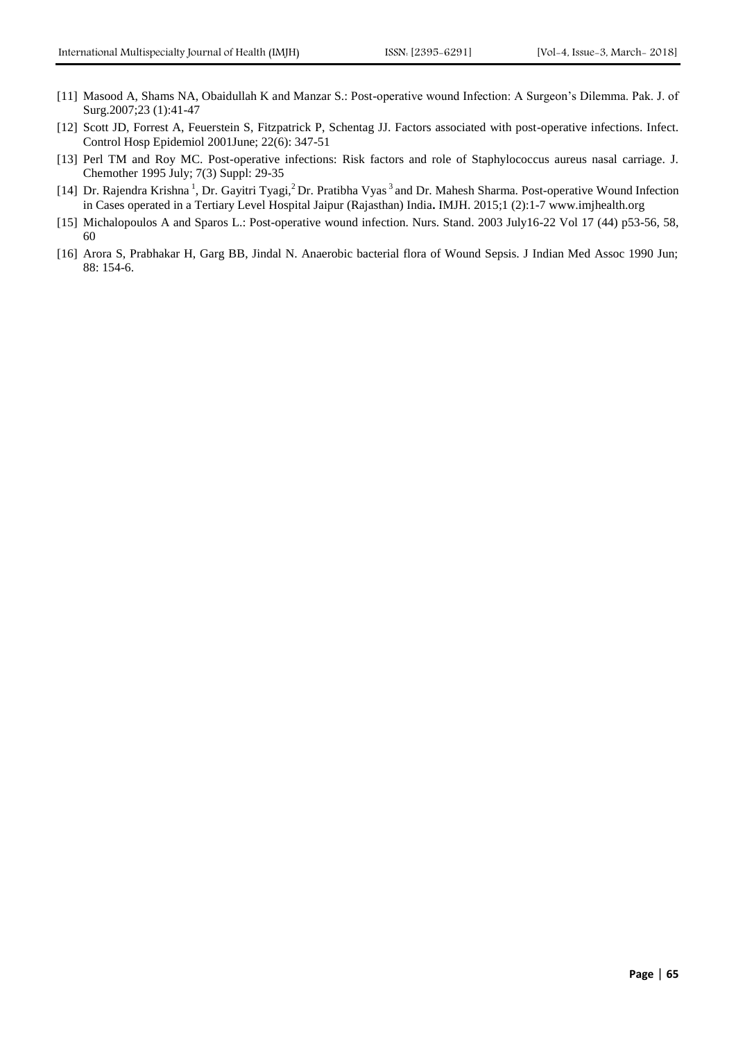[11] Masood A, Shams NA, Obaidullah K and Manzar S.: Post-operative wound Infection: A Surgeon's Dilemma. Pak. J. of Surg.2007;23 (1):41-47

[12] Scott JD, Forrest A, Feuerstein S, Fitzpatrick P, Schentag JJ. Factors associated with post-operative infections. Infect. Control Hosp Epidemiol 2001June; 22(6): 347-51

[13] Perl TM and Roy MC. Post-operative infections: Risk factors and role of Staphylococcus aureus nasal carriage. J. Chemother 1995 July; 7(3) Suppl: 29-35

[14] Dr. Rajendra Krishna [1], Dr. Gayitri Tyagi,[2] Dr. Pratibha Vyas [3] and Dr. Mahesh Sharma. Post-operative Wound Infection in Cases operated in a Tertiary Level Hospital Jaipur (Rajasthan) India**.** IMJH. 2015;1 (2):1-7 www.imjhealth.org

[15] Michalopoulos A and Sparos L.: Post-operative wound infection. Nurs. Stand. 2003 July16-22 Vol 17 (44) p53-56, 58, 60

[16] Arora S, Prabhakar H, Garg BB, Jindal N. Anaerobic bacterial flora of Wound Sepsis. J Indian Med Assoc 1990 Jun; 88: 154-6.